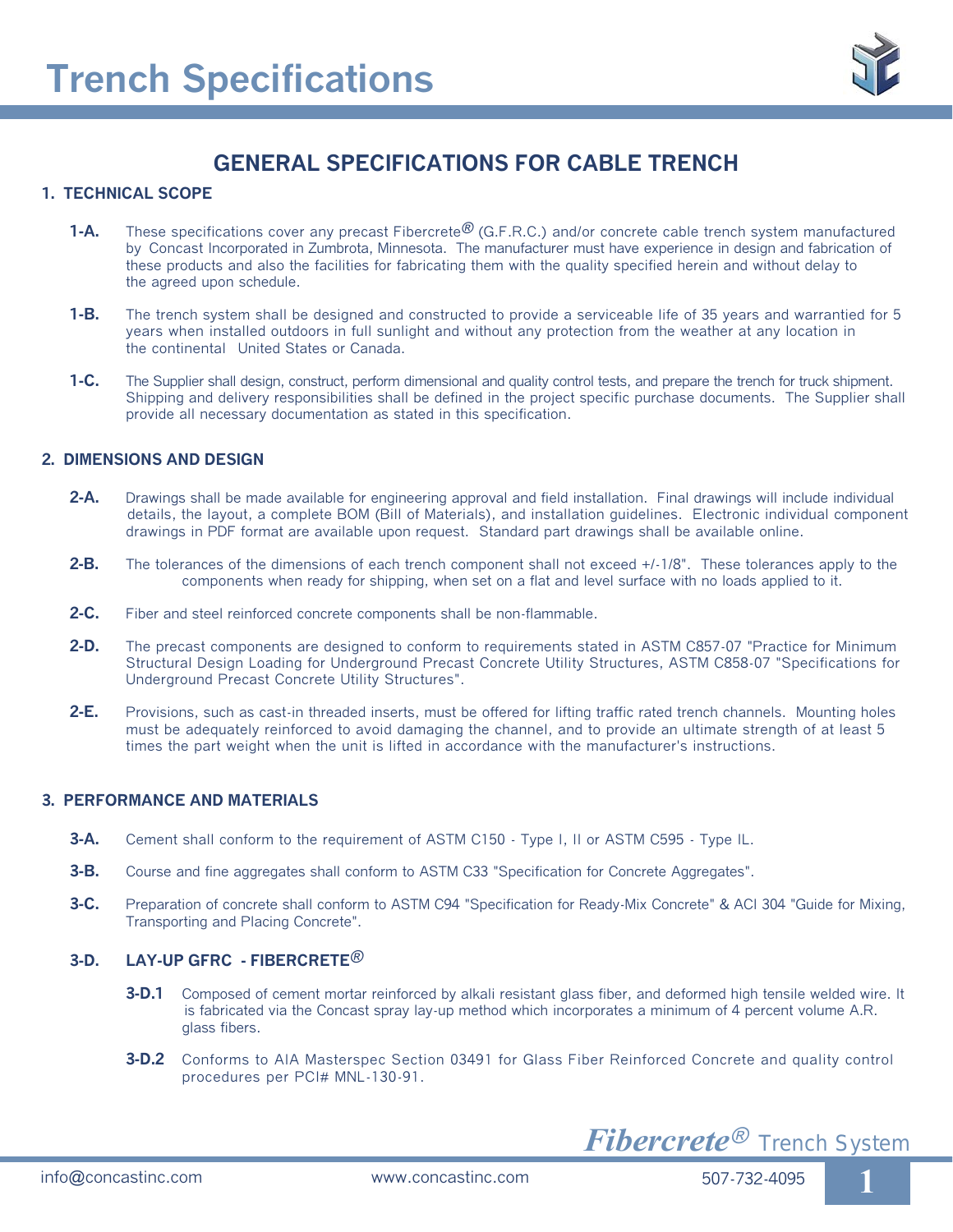# Trench Specifications

## GENERAL SPECIFICATIONS FOR CABLE TRENCH

### 1. TECHNICAL SCOPE

**1-A.** These specifications cover any precast Fibercrete® (G.F.R.C.) and/or concrete cable trench system manufactured by Concast Incorporated in Zumbrota, Minnesota. The manufacturer must have experience in design and fabrication of these products and also the facilities for fabricating them with the quality specified herein and without delay to the agreed upon schedule.

**1-B.** The trench system shall be designed and constructed to provide a serviceable life of 35 years and warrantied for 5 years when installed outdoors in full sunlight and without any protection from the weather at any location in the continental United States or Canada.

**1-C.** The Supplier shall design, construct, perform dimensional and quality control tests, and prepare the trench for truck shipment. Shipping and delivery responsibilities shall be defined in the project specific purchase documents. The Supplier shall provide all necessary documentation as stated in this specification.

### 2. DIMENSIONS AND DESIGN

**2-A.** Drawings shall be made available for engineering approval and field installation. Final drawings will include individual details, the layout, a complete BOM (Bill of Materials), and installation guidelines. Electronic individual component drawings in PDF format are available upon request. Standard part drawings shall be available online.

**2-B.** The tolerances of the dimensions of each trench component shall not exceed +/-1/8". These tolerances apply to the components when ready for shipping, when set on a flat and level surface with no loads applied to it.

**2-C.** Fiber and steel reinforced concrete components shall be non-flammable.

**2-D.** The precast components are designed to conform to requirements stated in ASTM C857-07 "Practice for Minimum Structural Design Loading for Underground Precast Concrete Utility Structures, ASTM C858-07 "Specifications for Underground Precast Concrete Utility Structures".

**2-E.** Provisions, such as cast-in threaded inserts, must be offered for lifting traffic rated trench channels. Mounting holes must be adequately reinforced to avoid damaging the channel, and to provide an ultimate strength of at least 5 times the part weight when the unit is lifted in accordance with the manufacturer's instructions.

### 3. PERFORMANCE AND MATERIALS

**3-A.** Cement shall conform to the requirement of ASTM C150 - Type I, II or ASTM C595 - Type IL.

**3-B.** Course and fine aggregates shall conform to ASTM C33 "Specification for Concrete Aggregates".

**3-C.** Preparation of concrete shall conform to ASTM C94 "Specification for Ready-Mix Concrete" & ACI 304 "Guide for Mixing, Transporting and Placing Concrete".

**3-D. LAY-UP GFRC - FIBERCRETE®**

**3-D.1** Composed of cement mortar reinforced by alkali resistant glass fiber, and deformed high tensile welded wire. It is fabricated via the Concast spray lay-up method which incorporates a minimum of 4 percent volume A.R. glass fibers.

**3-D.2** Conforms to AIA Masterspec Section 03491 for Glass Fiber Reinforced Concrete and quality control procedures per PCI# MNL-130-91.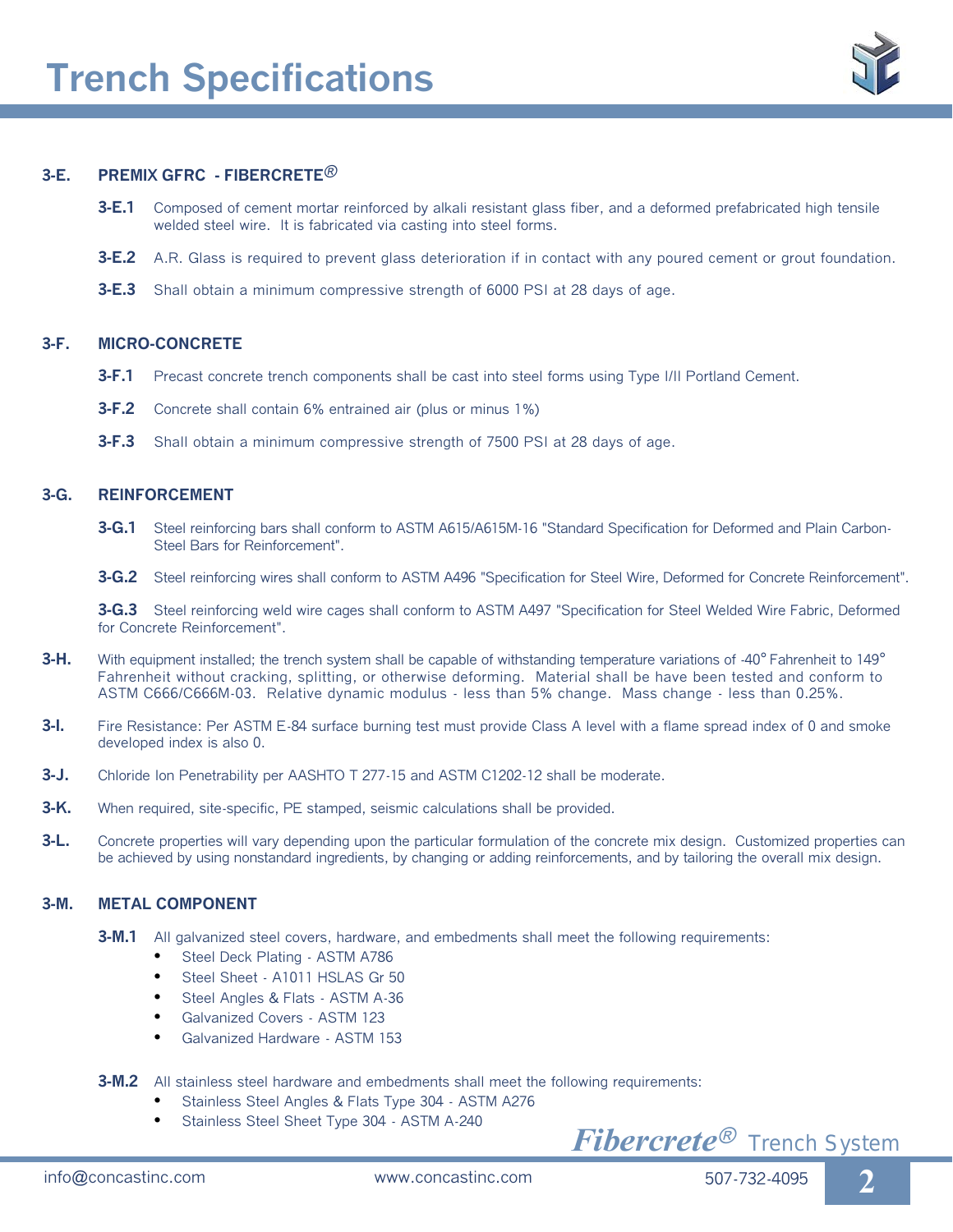# Trench Specifications

### 3-E. PREMIX GFRC - FIBERCRETE®

**3-E.1** Composed of cement mortar reinforced by alkali resistant glass fiber, and a deformed prefabricated high tensile welded steel wire. It is fabricated via casting into steel forms.

**3-E.2** A.R. Glass is required to prevent glass deterioration if in contact with any poured cement or grout foundation.

**3-E.3** Shall obtain a minimum compressive strength of 6000 PSI at 28 days of age.

### 3-F. MICRO-CONCRETE

**3-F.1** Precast concrete trench components shall be cast into steel forms using Type I/II Portland Cement.

**3-F.2** Concrete shall contain 6% entrained air (plus or minus 1%)

**3-F.3** Shall obtain a minimum compressive strength of 7500 PSI at 28 days of age.

### 3-G. REINFORCEMENT

**3-G.1** Steel reinforcing bars shall conform to ASTM A615/A615M-16 "Standard Specification for Deformed and Plain Carbon-Steel Bars for Reinforcement".

**3-G.2** Steel reinforcing wires shall conform to ASTM A496 "Specification for Steel Wire, Deformed for Concrete Reinforcement".

**3-G.3** Steel reinforcing weld wire cages shall conform to ASTM A497 "Specification for Steel Welded Wire Fabric, Deformed for Concrete Reinforcement".

**3-H.** With equipment installed; the trench system shall be capable of withstanding temperature variations of -40° Fahrenheit to 149° Fahrenheit without cracking, splitting, or otherwise deforming. Material shall be have been tested and conform to ASTM C666/C666M-03. Relative dynamic modulus - less than 5% change. Mass change - less than 0.25%.

**3-I.** Fire Resistance: Per ASTM E-84 surface burning test must provide Class A level with a flame spread index of 0 and smoke developed index is also 0.

**3-J.** Chloride Ion Penetrability per AASHTO T 277-15 and ASTM C1202-12 shall be moderate.

**3-K.** When required, site-specific, PE stamped, seismic calculations shall be provided.

**3-L.** Concrete properties will vary depending upon the particular formulation of the concrete mix design. Customized properties can be achieved by using nonstandard ingredients, by changing or adding reinforcements, and by tailoring the overall mix design.

### 3-M. METAL COMPONENT

**3-M.1** All galvanized steel covers, hardware, and embedments shall meet the following requirements:

- Steel Deck Plating - ASTM A786
- Steel Sheet - A1011 HSLAS Gr 50
- Steel Angles & Flats - ASTM A-36
- Galvanized Covers - ASTM 123
- Galvanized Hardware - ASTM 153

**3-M.2** All stainless steel hardware and embedments shall meet the following requirements:

- Stainless Steel Angles & Flats Type 304 - ASTM A276
- Stainless Steel Sheet Type 304 - ASTM A-240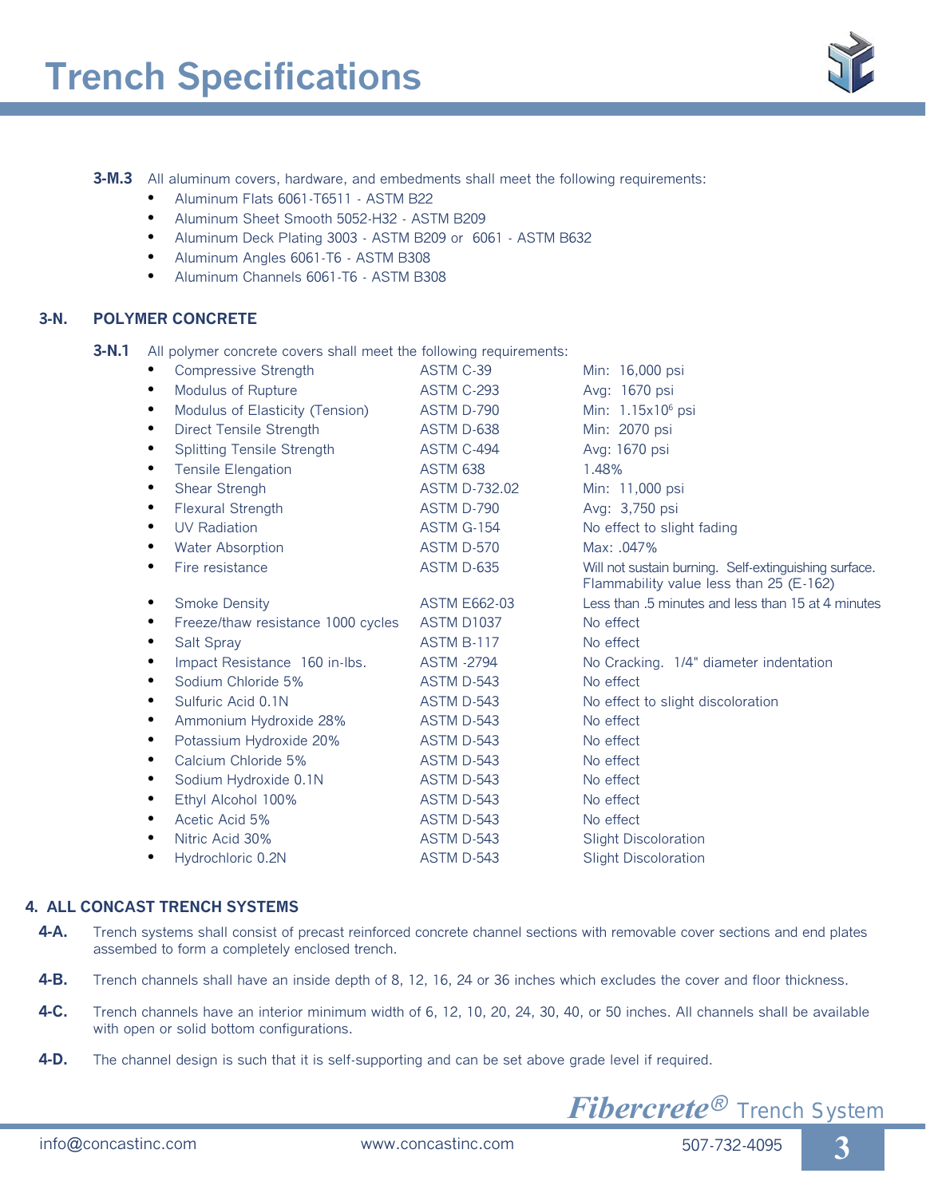**3-M.3** All aluminum covers, hardware, and embedments shall meet the following requirements:

- Aluminum Flats 6061-T6511 - ASTM B22
- Aluminum Sheet Smooth 5052-H32 - ASTM B209
- Aluminum Deck Plating 3003 - ASTM B209 or 6061 - ASTM B632
- Aluminum Angles 6061-T6 - ASTM B308
- Aluminum Channels 6061-T6 - ASTM B308

## 3-N. POLYMER CONCRETE

**3-N.1** All polymer concrete covers shall meet the following requirements:

| Property | Test Method | Requirement |
|---|---|---|
| Compressive Strength | ASTM C-39 | Min: 16,000 psi |
| Modulus of Rupture | ASTM C-293 | Avg: 1670 psi |
| Modulus of Elasticity (Tension) | ASTM D-790 | Min: $1.15 \times 10^6$ psi |
| Direct Tensile Strength | ASTM D-638 | Min: 2070 psi |
| Splitting Tensile Strength | ASTM C-494 | Avg: 1670 psi |
| Tensile Elengation | ASTM 638 | 1.48% |
| Shear Strengh | ASTM D-732.02 | Min: 11,000 psi |
| Flexural Strength | ASTM D-790 | Avg: 3,750 psi |
| UV Radiation | ASTM G-154 | No effect to slight fading |
| Water Absorption | ASTM D-570 | Max: .047% |
| Fire resistance | ASTM D-635 | Will not sustain burning. Self-extinguishing surface. Flammability value less than 25 (E-162) |
| Smoke Density | ASTM E662-03 | Less than .5 minutes and less than 15 at 4 minutes |
| Freeze/thaw resistance 1000 cycles | ASTM D1037 | No effect |
| Salt Spray | ASTM B-117 | No effect |
| Impact Resistance 160 in-lbs. | ASTM -2794 | No Cracking. 1/4" diameter indentation |
| Sodium Chloride 5% | ASTM D-543 | No effect |
| Sulfuric Acid 0.1N | ASTM D-543 | No effect to slight discoloration |
| Ammonium Hydroxide 28% | ASTM D-543 | No effect |
| Potassium Hydroxide 20% | ASTM D-543 | No effect |
| Calcium Chloride 5% | ASTM D-543 | No effect |
| Sodium Hydroxide 0.1N | ASTM D-543 | No effect |
| Ethyl Alcohol 100% | ASTM D-543 | No effect |
| Acetic Acid 5% | ASTM D-543 | No effect |
| Nitric Acid 30% | ASTM D-543 | Slight Discoloration |
| Hydrochloric 0.2N | ASTM D-543 | Slight Discoloration |

## 4. ALL CONCAST TRENCH SYSTEMS

**4-A.** Trench systems shall consist of precast reinforced concrete channel sections with removable cover sections and end plates assembed to form a completely enclosed trench.

**4-B.** Trench channels shall have an inside depth of 8, 12, 16, 24 or 36 inches which excludes the cover and floor thickness.

**4-C.** Trench channels have an interior minimum width of 6, 12, 10, 20, 24, 30, 40, or 50 inches. All channels shall be available with open or solid bottom configurations.

**4-D.** The channel design is such that it is self-supporting and can be set above grade level if required.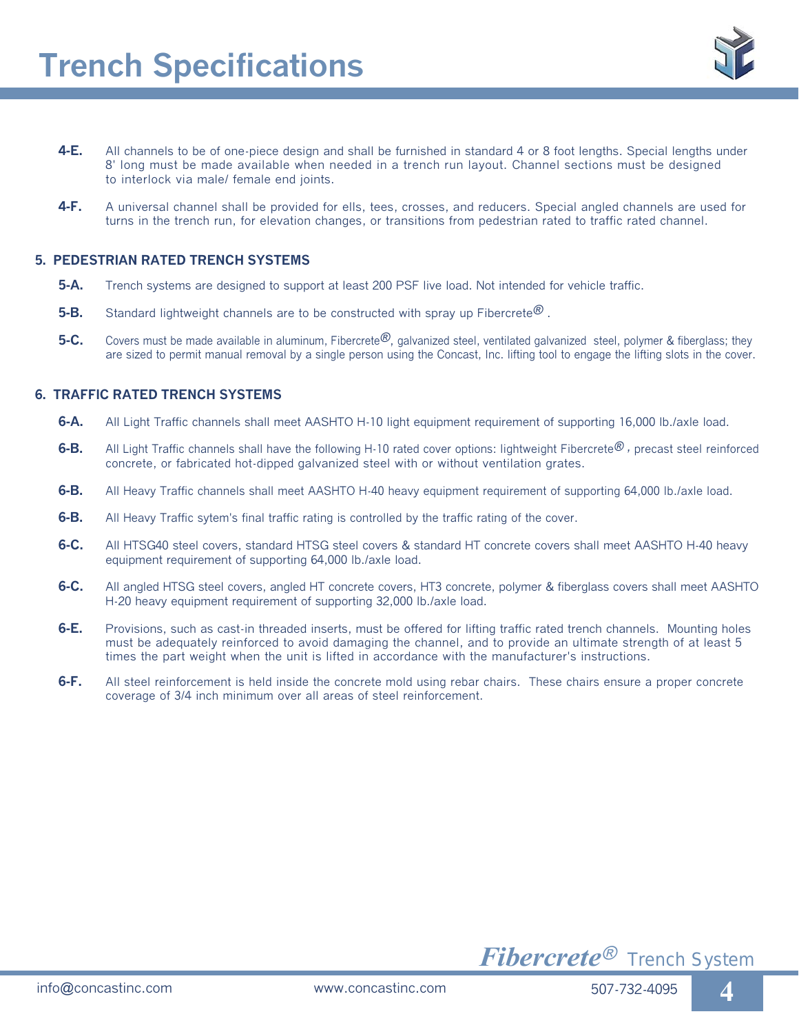# Trench Specifications

**4-E.** All channels to be of one-piece design and shall be furnished in standard 4 or 8 foot lengths. Special lengths under 8' long must be made available when needed in a trench run layout. Channel sections must be designed to interlock via male/ female end joints.

**4-F.** A universal channel shall be provided for ells, tees, crosses, and reducers. Special angled channels are used for turns in the trench run, for elevation changes, or transitions from pedestrian rated to traffic rated channel.

## 5. PEDESTRIAN RATED TRENCH SYSTEMS

**5-A.** Trench systems are designed to support at least 200 PSF live load. Not intended for vehicle traffic.

**5-B.** Standard lightweight channels are to be constructed with spray up Fibercrete® .

**5-C.** Covers must be made available in aluminum, Fibercrete®, galvanized steel, ventilated galvanized steel, polymer & fiberglass; they are sized to permit manual removal by a single person using the Concast, Inc. lifting tool to engage the lifting slots in the cover.

## 6. TRAFFIC RATED TRENCH SYSTEMS

**6-A.** All Light Traffic channels shall meet AASHTO H-10 light equipment requirement of supporting 16,000 lb./axle load.

**6-B.** All Light Traffic channels shall have the following H-10 rated cover options: lightweight Fibercrete® , precast steel reinforced concrete, or fabricated hot-dipped galvanized steel with or without ventilation grates.

**6-B.** All Heavy Traffic channels shall meet AASHTO H-40 heavy equipment requirement of supporting 64,000 lb./axle load.

**6-B.** All Heavy Traffic sytem's final traffic rating is controlled by the traffic rating of the cover.

**6-C.** All HTSG40 steel covers, standard HTSG steel covers & standard HT concrete covers shall meet AASHTO H-40 heavy equipment requirement of supporting 64,000 lb./axle load.

**6-C.** All angled HTSG steel covers, angled HT concrete covers, HT3 concrete, polymer & fiberglass covers shall meet AASHTO H-20 heavy equipment requirement of supporting 32,000 lb./axle load.

**6-E.** Provisions, such as cast-in threaded inserts, must be offered for lifting traffic rated trench channels. Mounting holes must be adequately reinforced to avoid damaging the channel, and to provide an ultimate strength of at least 5 times the part weight when the unit is lifted in accordance with the manufacturer's instructions.

**6-F.** All steel reinforcement is held inside the concrete mold using rebar chairs. These chairs ensure a proper concrete coverage of 3/4 inch minimum over all areas of steel reinforcement.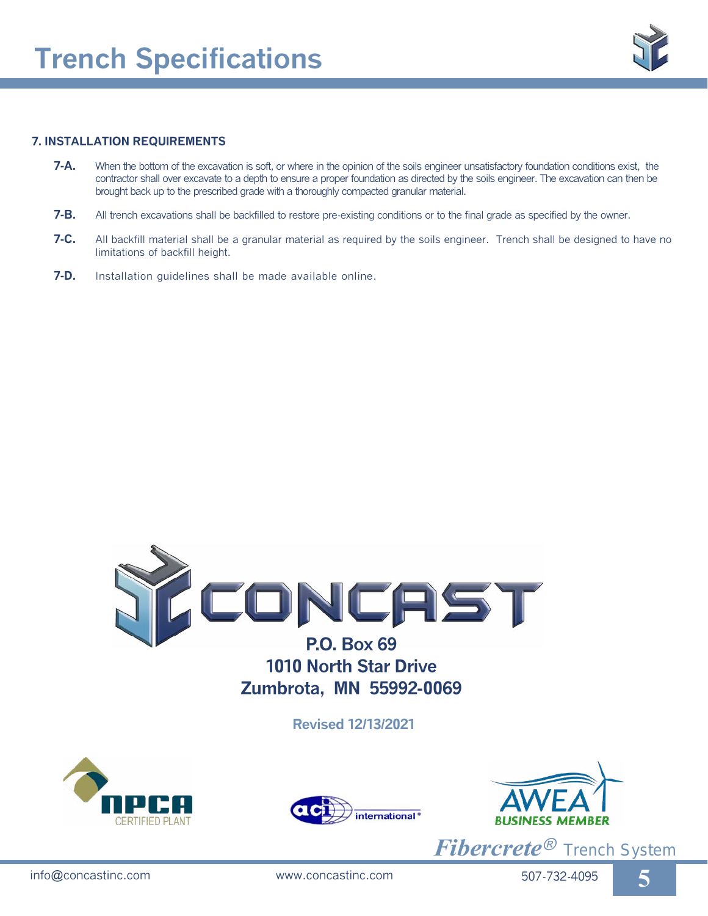## 7. INSTALLATION REQUIREMENTS

**7-A.** When the bottom of the excavation is soft, or where in the opinion of the soils engineer unsatisfactory foundation conditions exist, the contractor shall over excavate to a depth to ensure a proper foundation as directed by the soils engineer. The excavation can then be brought back up to the prescribed grade with a thoroughly compacted granular material.

**7-B.** All trench excavations shall be backfilled to restore pre-existing conditions or to the final grade as specified by the owner.

**7-C.** All backfill material shall be a granular material as required by the soils engineer. Trench shall be designed to have no limitations of backfill height.

**7-D.** Installation guidelines shall be made available online.

CONCAST

**P.O. Box 69**
**1010 North Star Drive**
**Zumbrota, MN 55992-0069**

**Revised 12/13/2021**

NPCA CERTIFIED PLANT

aci international®

AWEA BUSINESS MEMBER

*Fibercrete®* Trench System

info@concastinc.com www.concastinc.com 507-732-4095